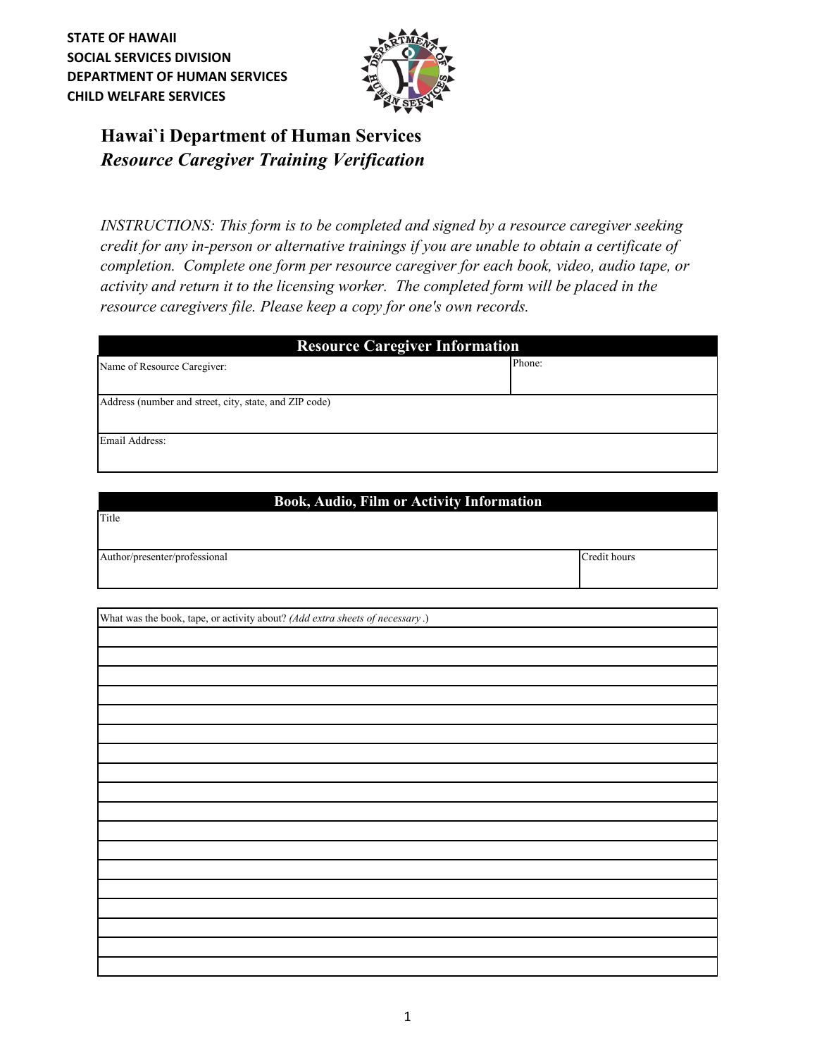STATE OF HAWAII
SOCIAL SERVICES DIVISION
DEPARTMENT OF HUMAN SERVICES
CHILD WELFARE SERVICES

# Hawai`i Department of Human Services
## *Resource Caregiver Training Verification*

*INSTRUCTIONS: This form is to be completed and signed by a resource caregiver seeking credit for any in-person or alternative trainings if you are unable to obtain a certificate of completion. Complete one form per resource caregiver for each book, video, audio tape, or activity and return it to the licensing worker. The completed form will be placed in the resource caregivers file. Please keep a copy for one's own records.*

| **Resource Caregiver Information** | |
|---|---|
| Name of Resource Caregiver: | Phone: |
| Address (number and street, city, state, and ZIP code) | |
| Email Address: | |

| **Book, Audio, Film or Activity Information** | |
|---|---|
| Title | |
| Author/presenter/professional | Credit hours |

| What was the book, tape, or activity about? *(Add extra sheets of necessary* .) |
|---|
| |
| |
| |
| |
| |
| |
| |
| |
| |
| |
| |
| |
| |
| |
| |
| |
| |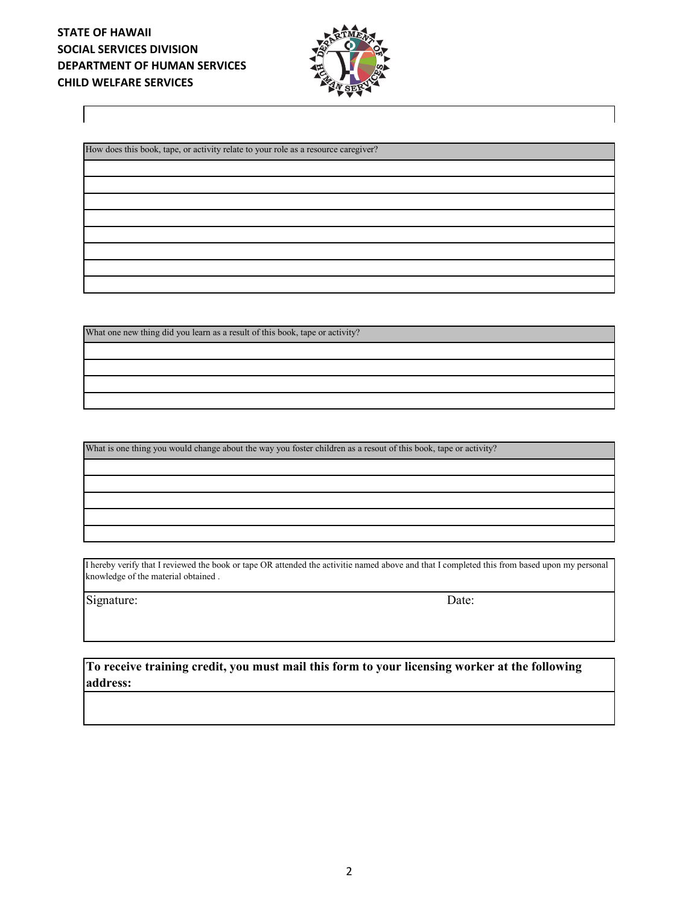**STATE OF HAWAII**
**SOCIAL SERVICES DIVISION**
**DEPARTMENT OF HUMAN SERVICES**
**CHILD WELFARE SERVICES**

| How does this book, tape, or activity relate to your role as a resource caregiver? |
|---|
| |
| |
| |
| |
| |
| |
| |
| |

| What one new thing did you learn as a result of this book, tape or activity? |
|---|
| |
| |
| |
| |

| What is one thing you would change about the way you foster children as a resout of this book, tape or activity? |
|---|
| |
| |
| |
| |
| |

| I hereby verify that I reviewed the book or tape OR attended the activitie named above and that I completed this from based upon my personal knowledge of the material obtained . | |
|---|---|
| Signature: | Date: |

| **To receive training credit, you must mail this form to your licensing worker at the following address:** |
|---|
| |